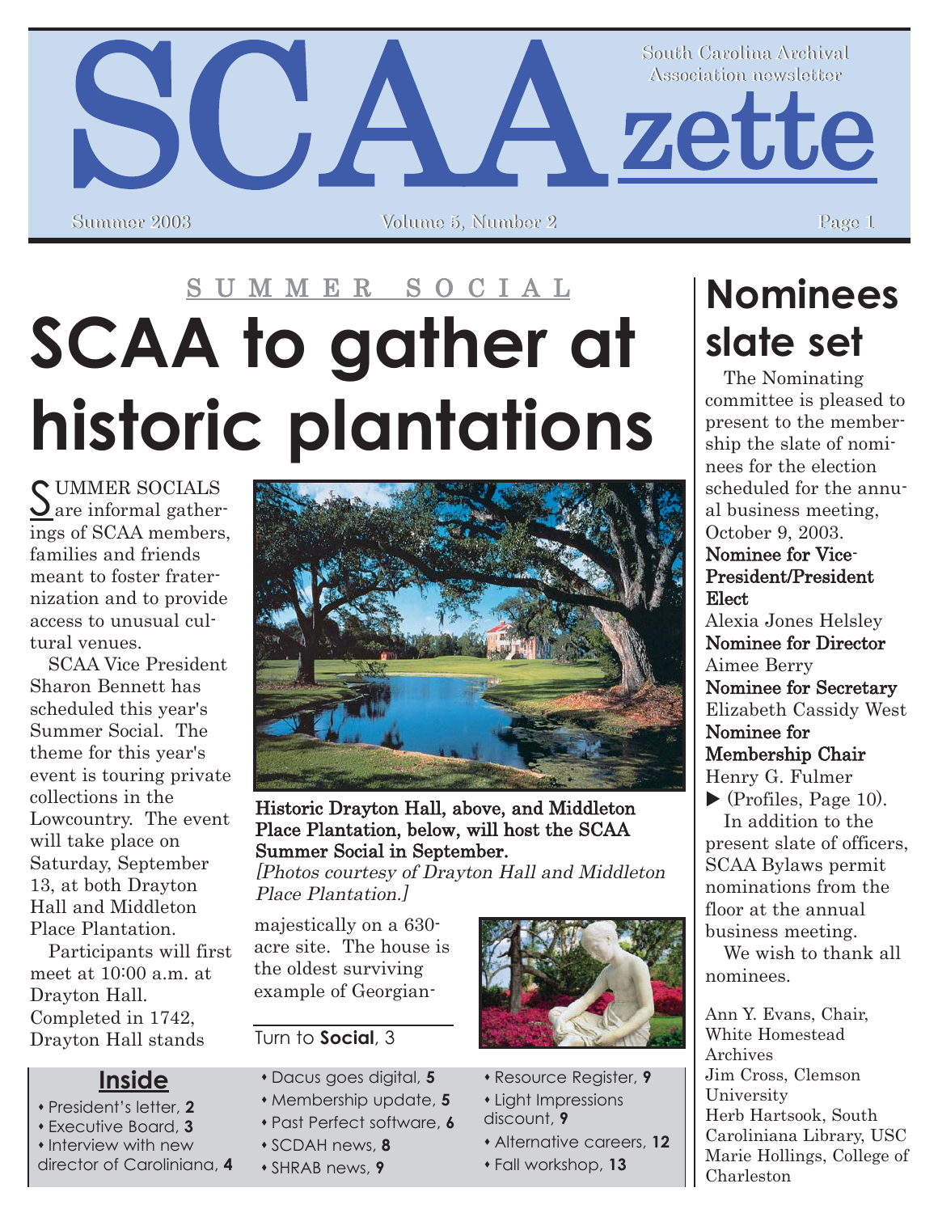# SCAAzette

South Carolina Archival Association newsletter

Summer 2003 — Volume 5, Number 2

SUMMER SOCIAL

# SCAA to gather at historic plantations

SUMMER SOCIALS are informal gatherings of SCAA members, families and friends meant to foster fraternization and to provide access to unusual cultural venues.

SCAA Vice President Sharon Bennett has scheduled this year's Summer Social. The theme for this year's event is touring private collections in the Lowcountry. The event will take place on Saturday, September 13, at both Drayton Hall and Middleton Place Plantation.

Participants will first meet at 10:00 a.m. at Drayton Hall. Completed in 1742, Drayton Hall stands majestically on a 630-acre site. The house is the oldest surviving example of Georgian-

Turn to **Social**, 3

**Historic Drayton Hall, above, and Middleton Place Plantation, below, will host the SCAA Summer Social in September.**
*[Photos courtesy of Drayton Hall and Middleton Place Plantation.]*

## Nominees slate set

The Nominating committee is pleased to present to the membership the slate of nominees for the election scheduled for the annual business meeting, October 9, 2003.

**Nominee for Vice-President/President Elect**
Alexia Jones Helsley

**Nominee for Director**
Aimee Berry

**Nominee for Secretary**
Elizabeth Cassidy West

**Nominee for Membership Chair**
Henry G. Fulmer

▶ (Profiles, Page 10).

In addition to the present slate of officers, SCAA Bylaws permit nominations from the floor at the annual business meeting.

We wish to thank all nominees.

Ann Y. Evans, Chair, White Homestead Archives
Jim Cross, Clemson University
Herb Hartsook, South Caroliniana Library, USC
Marie Hollings, College of Charleston

## Inside

- President's letter, **2**
- Executive Board, **3**
- Interview with new director of Caroliniana, **4**
- Dacus goes digital, **5**
- Membership update, **5**
- Past Perfect software, **6**
- SCDAH news, **8**
- SHRAB news, **9**
- Resource Register, **9**
- Light Impressions discount, **9**
- Alternative careers, **12**
- Fall workshop, **13**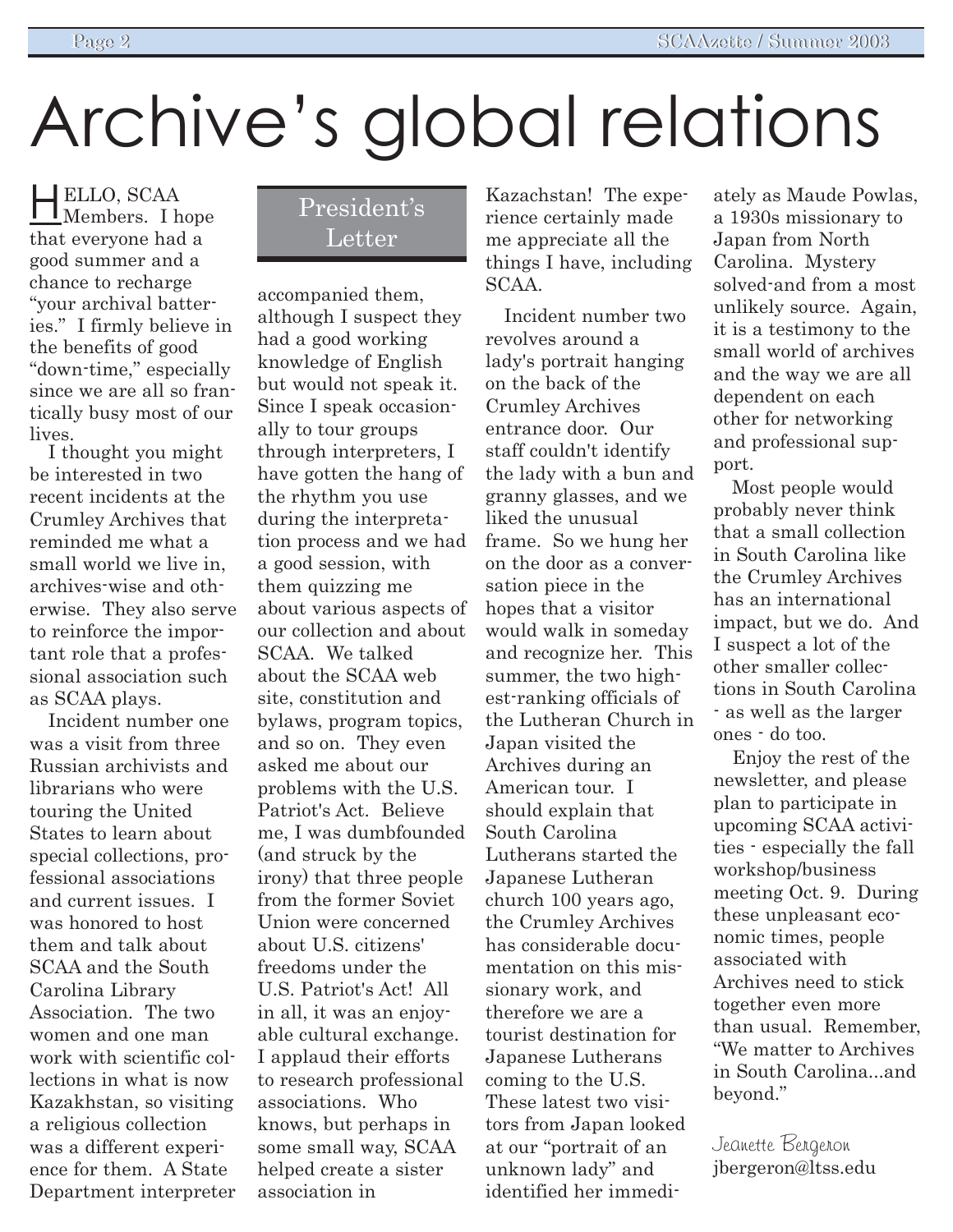# Archive's global relations

## President's Letter

HELLO, SCAA Members. I hope that everyone had a good summer and a chance to recharge "your archival batteries." I firmly believe in the benefits of good "down-time," especially since we are all so frantically busy most of our lives.

I thought you might be interested in two recent incidents at the Crumley Archives that reminded me what a small world we live in, archives-wise and otherwise. They also serve to reinforce the important role that a professional association such as SCAA plays.

Incident number one was a visit from three Russian archivists and librarians who were touring the United States to learn about special collections, professional associations and current issues. I was honored to host them and talk about SCAA and the South Carolina Library Association. The two women and one man work with scientific collections in what is now Kazakhstan, so visiting a religious collection was a different experience for them. A State Department interpreter accompanied them, although I suspect they had a good working knowledge of English but would not speak it. Since I speak occasionally to tour groups through interpreters, I have gotten the hang of the rhythm you use during the interpretation process and we had a good session, with them quizzing me about various aspects of our collection and about SCAA. We talked about the SCAA web site, constitution and bylaws, program topics, and so on. They even asked me about our problems with the U.S. Patriot's Act. Believe me, I was dumbfounded (and struck by the irony) that three people from the former Soviet Union were concerned about U.S. citizens' freedoms under the U.S. Patriot's Act! All in all, it was an enjoyable cultural exchange. I applaud their efforts to research professional associations. Who knows, but perhaps in some small way, SCAA helped create a sister association in Kazachstan! The experience certainly made me appreciate all the things I have, including SCAA.

Incident number two revolves around a lady's portrait hanging on the back of the Crumley Archives entrance door. Our staff couldn't identify the lady with a bun and granny glasses, and we liked the unusual frame. So we hung her on the door as a conversation piece in the hopes that a visitor would walk in someday and recognize her. This summer, the two highest-ranking officials of the Lutheran Church in Japan visited the Archives during an American tour. I should explain that South Carolina Lutherans started the Japanese Lutheran church 100 years ago, the Crumley Archives has considerable documentation on this missionary work, and therefore we are a tourist destination for Japanese Lutherans coming to the U.S. These latest two visitors from Japan looked at our "portrait of an unknown lady" and identified her immediately as Maude Powlas, a 1930s missionary to Japan from North Carolina. Mystery solved-and from a most unlikely source. Again, it is a testimony to the small world of archives and the way we are all dependent on each other for networking and professional support.

Most people would probably never think that a small collection in South Carolina like the Crumley Archives has an international impact, but we do. And I suspect a lot of the other smaller collections in South Carolina - as well as the larger ones - do too.

Enjoy the rest of the newsletter, and please plan to participate in upcoming SCAA activities - especially the fall workshop/business meeting Oct. 9. During these unpleasant economic times, people associated with Archives need to stick together even more than usual. Remember, "We matter to Archives in South Carolina...and beyond."

*Jeanette Bergeron*
jbergeron@ltss.edu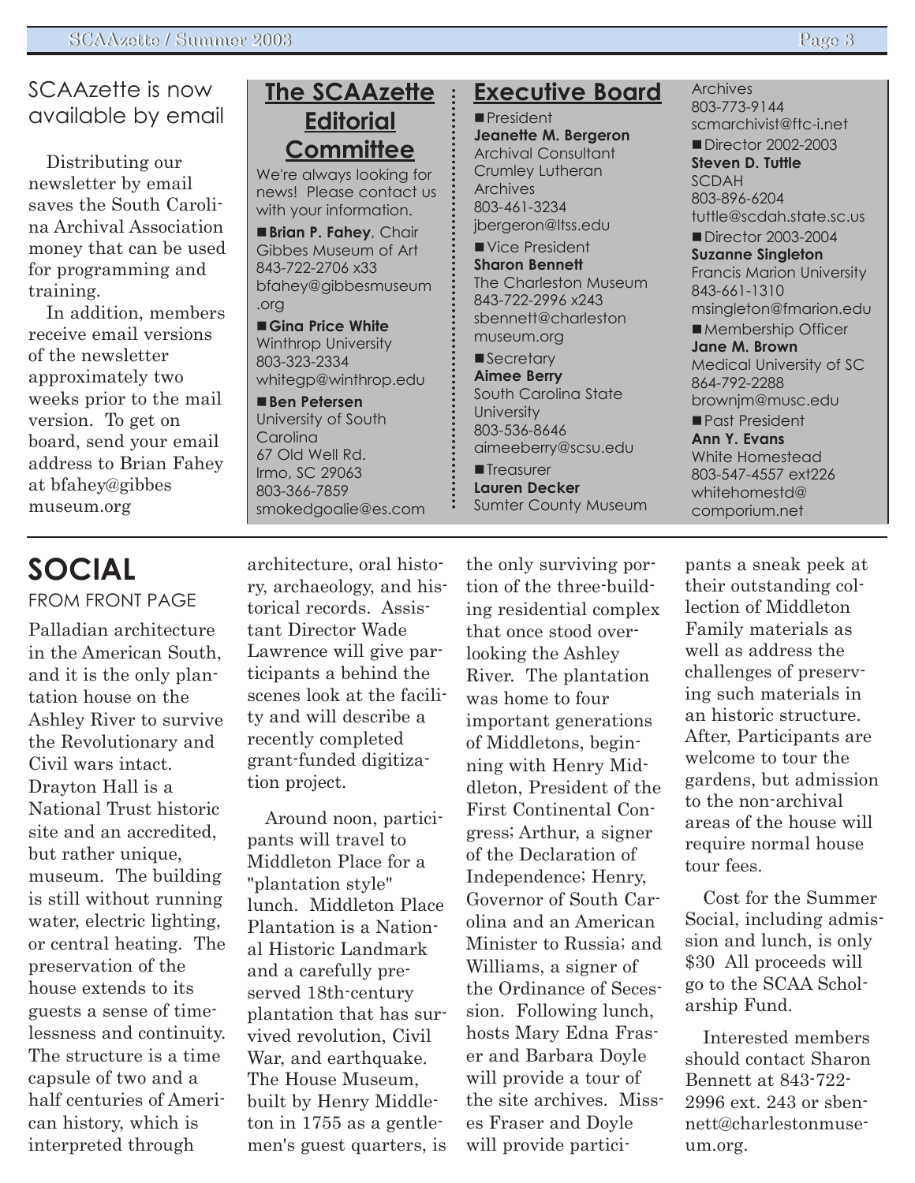## SCAAzette is now available by email

Distributing our newsletter by email saves the South Carolina Archival Association money that can be used for programming and training.

In addition, members receive email versions of the newsletter approximately two weeks prior to the mail version. To get on board, send your email address to Brian Fahey at bfahey@gibbes museum.org

## The SCAAzette Editorial Committee

We're always looking for news! Please contact us with your information.

- **Brian P. Fahey**, Chair
  Gibbes Museum of Art
  843-722-2706 x33
  bfahey@gibbesmuseum.org
- **Gina Price White**
  Winthrop University
  803-323-2334
  whitegp@winthrop.edu
- **Ben Petersen**
  University of South Carolina
  67 Old Well Rd.
  Irmo, SC 29063
  803-366-7859
  smokedgoalie@es.com

## Executive Board

- President
  **Jeanette M. Bergeron**
  Archival Consultant
  Crumley Lutheran Archives
  803-461-3234
  jbergeron@ltss.edu
- Vice President
  **Sharon Bennett**
  The Charleston Museum
  843-722-2996 x243
  sbennett@charlestonmuseum.org
- Secretary
  **Aimee Berry**
  South Carolina State University
  803-536-8646
  aimeeberry@scsu.edu
- Treasurer
  **Lauren Decker**
  Sumter County Museum Archives
  803-773-9144
  scmarchivist@ftc-i.net
- Director 2002-2003
  **Steven D. Tuttle**
  SCDAH
  803-896-6204
  tuttle@scdah.state.sc.us
- Director 2003-2004
  **Suzanne Singleton**
  Francis Marion University
  843-661-1310
  msingleton@fmarion.edu
- Membership Officer
  **Jane M. Brown**
  Medical University of SC
  864-792-2288
  brownjm@musc.edu
- Past President
  **Ann Y. Evans**
  White Homestead
  803-547-4557 ext226
  whitehomestd@comporium.net

# SOCIAL

FROM FRONT PAGE

Palladian architecture in the American South, and it is the only plantation house on the Ashley River to survive the Revolutionary and Civil wars intact. Drayton Hall is a National Trust historic site and an accredited, but rather unique, museum. The building is still without running water, electric lighting, or central heating. The preservation of the house extends to its guests a sense of timelessness and continuity. The structure is a time capsule of two and a half centuries of American history, which is interpreted through architecture, oral history, archaeology, and historical records. Assistant Director Wade Lawrence will give participants a behind the scenes look at the facility and will describe a recently completed grant-funded digitization project.

Around noon, participants will travel to Middleton Place for a "plantation style" lunch. Middleton Place Plantation is a National Historic Landmark and a carefully preserved 18th-century plantation that has survived revolution, Civil War, and earthquake. The House Museum, built by Henry Middleton in 1755 as a gentlemen's guest quarters, is the only surviving portion of the three-building residential complex that once stood overlooking the Ashley River. The plantation was home to four important generations of Middletons, beginning with Henry Middleton, President of the First Continental Congress; Arthur, a signer of the Declaration of Independence; Henry, Governor of South Carolina and an American Minister to Russia; and Williams, a signer of the Ordinance of Secession. Following lunch, hosts Mary Edna Fraser and Barbara Doyle will provide a tour of the site archives. Misses Fraser and Doyle will provide participants a sneak peek at their outstanding collection of Middleton Family materials as well as address the challenges of preserving such materials in an historic structure. After, Participants are welcome to tour the gardens, but admission to the non-archival areas of the house will require normal house tour fees.

Cost for the Summer Social, including admission and lunch, is only $30 All proceeds will go to the SCAA Scholarship Fund.

Interested members should contact Sharon Bennett at 843-722-2996 ext. 243 or sbennett@charlestonmuseum.org.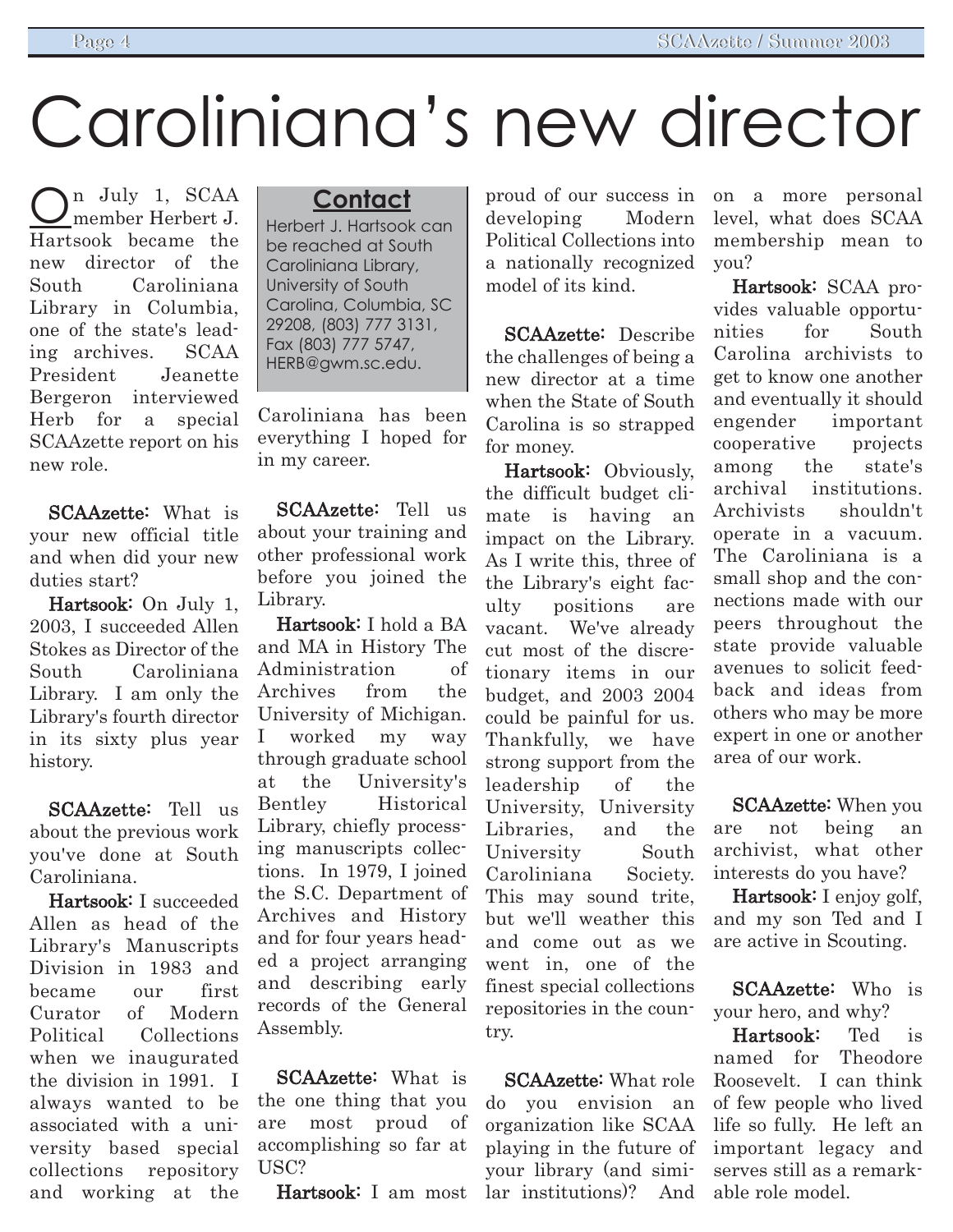# Caroliniana's new director

On July 1, SCAA member Herbert J. Hartsook became the new director of the South Caroliniana Library in Columbia, one of the state's leading archives. SCAA President Jeanette Bergeron interviewed Herb for a special SCAAzette report on his new role.

**SCAAzette:** What is your new official title and when did your new duties start?

**Hartsook:** On July 1, 2003, I succeeded Allen Stokes as Director of the South Caroliniana Library. I am only the Library's fourth director in its sixty plus year history.

**SCAAzette:** Tell us about the previous work you've done at South Caroliniana.

**Hartsook:** I succeeded Allen as head of the Library's Manuscripts Division in 1983 and became our first Curator of Modern Political Collections when we inaugurated the division in 1991. I always wanted to be associated with a university based special collections repository and working at the Caroliniana has been everything I hoped for in my career.

> **Contact**
>
> Herbert J. Hartsook can be reached at South Caroliniana Library, University of South Carolina, Columbia, SC 29208, (803) 777 3131, Fax (803) 777 5747, HERB@gwm.sc.edu.

**SCAAzette:** Tell us about your training and other professional work before you joined the Library.

**Hartsook:** I hold a BA and MA in History The Administration of Archives from the University of Michigan. I worked my way through graduate school at the University's Bentley Historical Library, chiefly processing manuscripts collections. In 1979, I joined the S.C. Department of Archives and History and for four years headed a project arranging and describing early records of the General Assembly.

**SCAAzette:** What is the one thing that you are most proud of accomplishing so far at USC?

**Hartsook:** I am most proud of our success in developing Modern Political Collections into a nationally recognized model of its kind.

**SCAAzette:** Describe the challenges of being a new director at a time when the State of South Carolina is so strapped for money.

**Hartsook:** Obviously, the difficult budget climate is having an impact on the Library. As I write this, three of the Library's eight faculty positions are vacant. We've already cut most of the discretionary items in our budget, and 2003 2004 could be painful for us. Thankfully, we have strong support from the leadership of the University, University Libraries, and the University South Caroliniana Society. This may sound trite, but we'll weather this and come out as we went in, one of the finest special collections repositories in the country.

**SCAAzette:** What role do you envision an organization like SCAA playing in the future of your library (and similar institutions)? And on a more personal level, what does SCAA membership mean to you?

**Hartsook:** SCAA provides valuable opportunities for South Carolina archivists to get to know one another and eventually it should engender important cooperative projects among the state's archival institutions. Archivists shouldn't operate in a vacuum. The Caroliniana is a small shop and the connections made with our peers throughout the state provide valuable avenues to solicit feedback and ideas from others who may be more expert in one or another area of our work.

**SCAAzette:** When you are not being an archivist, what other interests do you have?

**Hartsook:** I enjoy golf, and my son Ted and I are active in Scouting.

**SCAAzette:** Who is your hero, and why?

**Hartsook:** Ted is named for Theodore Roosevelt. I can think of few people who lived life so fully. He left an important legacy and serves still as a remarkable role model.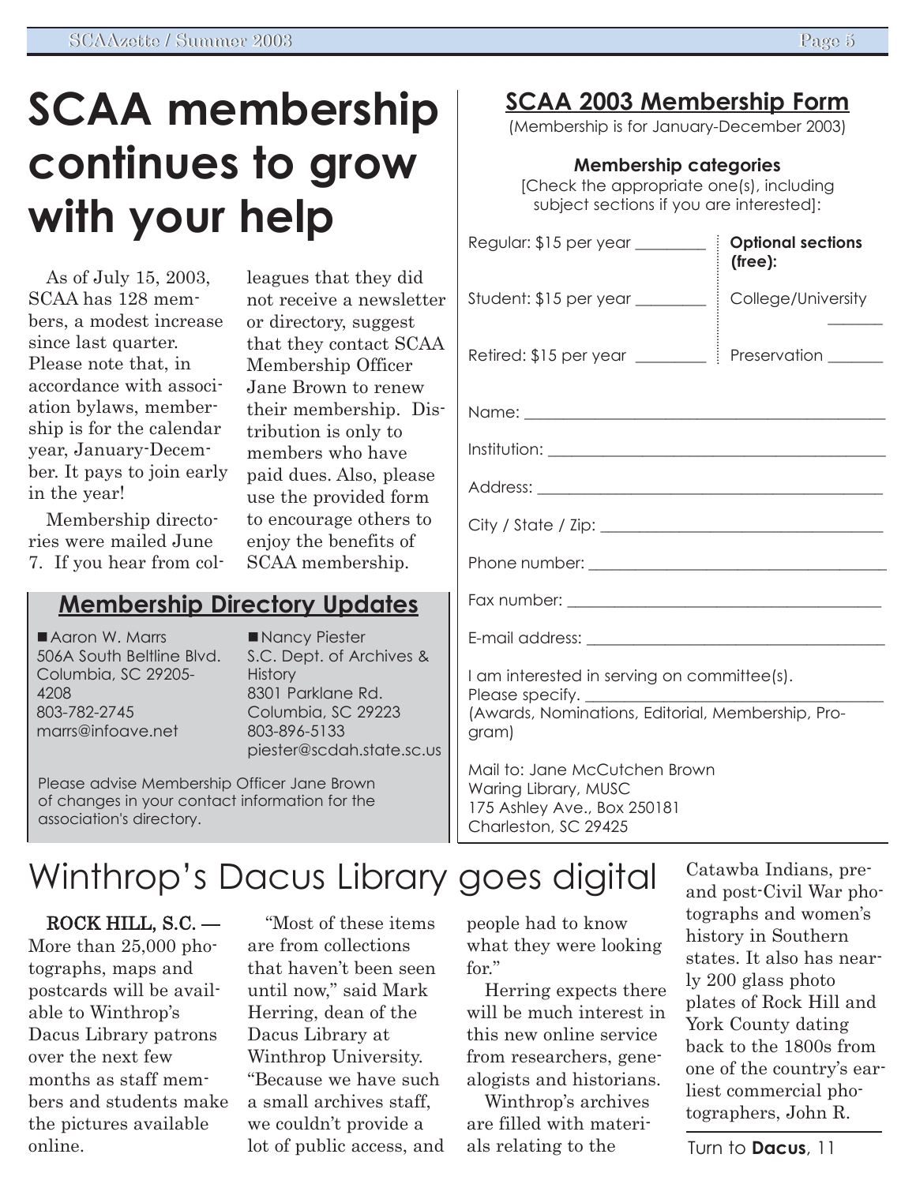# SCAA membership continues to grow with your help

As of July 15, 2003, SCAA has 128 members, a modest increase since last quarter. Please note that, in accordance with association bylaws, membership is for the calendar year, January-December. It pays to join early in the year!

Membership directories were mailed June 7. If you hear from colleagues that they did not receive a newsletter or directory, suggest that they contact SCAA Membership Officer Jane Brown to renew their membership. Distribution is only to members who have paid dues. Also, please use the provided form to encourage others to enjoy the benefits of SCAA membership.

## Membership Directory Updates

- Aaron W. Marrs
  506A South Beltline Blvd.
  Columbia, SC 29205-4208
  803-782-2745
  marrs@infoave.net

- Nancy Piester
  S.C. Dept. of Archives & History
  8301 Parklane Rd.
  Columbia, SC 29223
  803-896-5133
  piester@scdah.state.sc.us

Please advise Membership Officer Jane Brown of changes in your contact information for the association's directory.

## SCAA 2003 Membership Form

(Membership is for January-December 2003)

**Membership categories**

[Check the appropriate one(s), including subject sections if you are interested]:

Regular: $15 per year ________

Student: $15 per year ________

Retired: $15 per year ________

**Optional sections (free):**

College/University ______

Preservation ______

Name: ________________________________

Institution: ________________________________

Address: ________________________________

City / State / Zip: ________________________________

Phone number: ________________________________

Fax number: ________________________________

E-mail address: ________________________________

I am interested in serving on committee(s). Please specify. ________________________________
(Awards, Nominations, Editorial, Membership, Program)

Mail to: Jane McCutchen Brown
Waring Library, MUSC
175 Ashley Ave., Box 250181
Charleston, SC 29425

# Winthrop's Dacus Library goes digital

**ROCK HILL, S.C.** — More than 25,000 photographs, maps and postcards will be available to Winthrop's Dacus Library patrons over the next few months as staff members and students make the pictures available online.

"Most of these items are from collections that haven't been seen until now," said Mark Herring, dean of the Dacus Library at Winthrop University. "Because we have such a small archives staff, we couldn't provide a lot of public access, and people had to know what they were looking for."

Herring expects there will be much interest in this new online service from researchers, genealogists and historians.

Winthrop's archives are filled with materials relating to the Catawba Indians, pre- and post-Civil War photographs and women's history in Southern states. It also has nearly 200 glass photo plates of Rock Hill and York County dating back to the 1800s from one of the country's earliest commercial photographers, John R.

Turn to **Dacus**, 11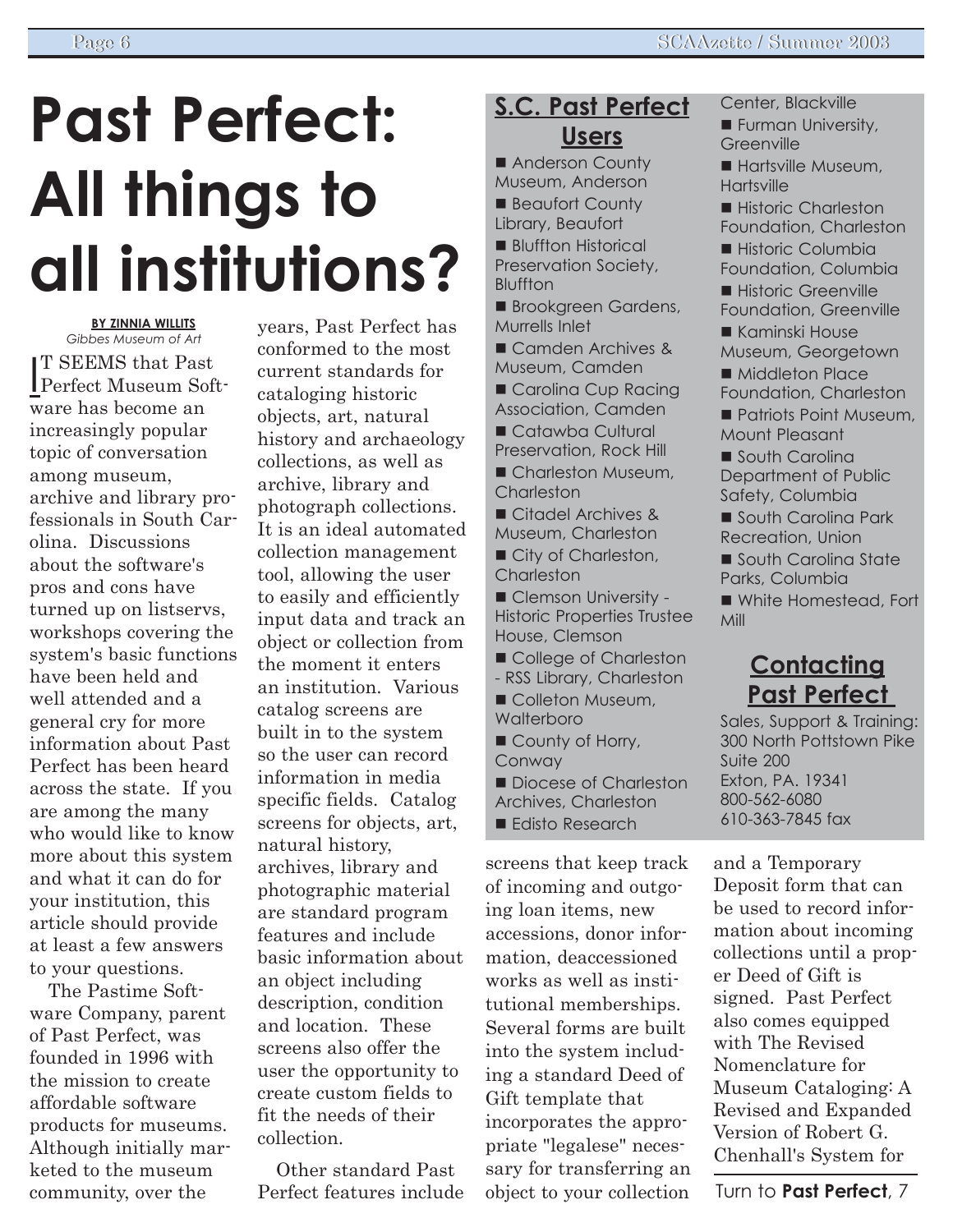# Past Perfect: All things to all institutions?

**BY ZINNIA WILLITS**
*Gibbes Museum of Art*

IT SEEMS that Past Perfect Museum Software has become an increasingly popular topic of conversation among museum, archive and library professionals in South Carolina. Discussions about the software's pros and cons have turned up on listservs, workshops covering the system's basic functions have been held and well attended and a general cry for more information about Past Perfect has been heard across the state. If you are among the many who would like to know more about this system and what it can do for your institution, this article should provide at least a few answers to your questions.

The Pastime Software Company, parent of Past Perfect, was founded in 1996 with the mission to create affordable software products for museums. Although initially marketed to the museum community, over the years, Past Perfect has conformed to the most current standards for cataloging historic objects, art, natural history and archaeology collections, as well as archive, library and photograph collections. It is an ideal automated collection management tool, allowing the user to easily and efficiently input data and track an object or collection from the moment it enters an institution. Various catalog screens are built in to the system so the user can record information in media specific fields. Catalog screens for objects, art, natural history, archives, library and photographic material are standard program features and include basic information about an object including description, condition and location. These screens also offer the user the opportunity to create custom fields to fit the needs of their collection.

Other standard Past Perfect features include screens that keep track of incoming and outgoing loan items, new accessions, donor information, deaccessioned works as well as institutional memberships. Several forms are built into the system including a standard Deed of Gift template that incorporates the appropriate "legalese" necessary for transferring an object to your collection and a Temporary Deposit form that can be used to record information about incoming collections until a proper Deed of Gift is signed. Past Perfect also comes equipped with The Revised Nomenclature for Museum Cataloging: A Revised and Expanded Version of Robert G. Chenhall's System for

Turn to **Past Perfect**, 7

## S.C. Past Perfect Users

- Anderson County Museum, Anderson
- Beaufort County Library, Beaufort
- Bluffton Historical Preservation Society, Bluffton
- Brookgreen Gardens, Murrells Inlet
- Camden Archives & Museum, Camden
- Carolina Cup Racing Association, Camden
- Catawba Cultural Preservation, Rock Hill
- Charleston Museum, Charleston
- Citadel Archives & Museum, Charleston
- City of Charleston, Charleston
- Clemson University - Historic Properties Trustee House, Clemson
- College of Charleston - RSS Library, Charleston
- Colleton Museum, Walterboro
- County of Horry, Conway
- Diocese of Charleston Archives, Charleston
- Edisto Research Center, Blackville
- Furman University, Greenville
- Hartsville Museum, Hartsville
- Historic Charleston Foundation, Charleston
- Historic Columbia Foundation, Columbia
- Historic Greenville Foundation, Greenville
- Kaminski House Museum, Georgetown
- Middleton Place Foundation, Charleston
- Patriots Point Museum, Mount Pleasant
- South Carolina Department of Public Safety, Columbia
- South Carolina Park Recreation, Union
- South Carolina State Parks, Columbia
- White Homestead, Fort Mill

## Contacting Past Perfect

Sales, Support & Training:
300 North Pottstown Pike
Suite 200
Exton, PA. 19341
800-562-6080
610-363-7845 fax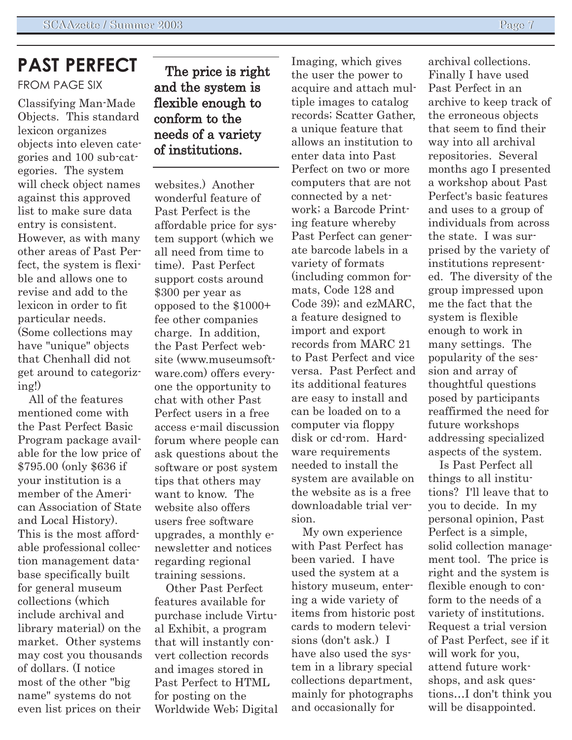# PAST PERFECT

FROM PAGE SIX

Classifying Man-Made Objects. This standard lexicon organizes objects into eleven categories and 100 sub-categories. The system will check object names against this approved list to make sure data entry is consistent. However, as with many other areas of Past Perfect, the system is flexible and allows one to revise and add to the lexicon in order to fit particular needs. (Some collections may have "unique" objects that Chenhall did not get around to categorizing!)

All of the features mentioned come with the Past Perfect Basic Program package available for the low price of $795.00 (only $636 if your institution is a member of the American Association of State and Local History). This is the most affordable professional collection management database specifically built for general museum collections (which include archival and library material) on the market. Other systems may cost you thousands of dollars. (I notice most of the other "big name" systems do not even list prices on their websites.) Another wonderful feature of Past Perfect is the affordable price for system support (which we all need from time to time). Past Perfect support costs around $300 per year as opposed to the $1000+ fee other companies charge. In addition, the Past Perfect website (www.museumsoftware.com) offers everyone the opportunity to chat with other Past Perfect users in a free access e-mail discussion forum where people can ask questions about the software or post system tips that others may want to know. The website also offers users free software upgrades, a monthly e-newsletter and notices regarding regional training sessions.

> **The price is right and the system is flexible enough to conform to the needs of a variety of institutions.**

Other Past Perfect features available for purchase include Virtual Exhibit, a program that will instantly convert collection records and images stored in Past Perfect to HTML for posting on the Worldwide Web; Digital Imaging, which gives the user the power to acquire and attach multiple images to catalog records; Scatter Gather, a unique feature that allows an institution to enter data into Past Perfect on two or more computers that are not connected by a network; a Barcode Printing feature whereby Past Perfect can generate barcode labels in a variety of formats (including common formats, Code 128 and Code 39); and ezMARC, a feature designed to import and export records from MARC 21 to Past Perfect and vice versa. Past Perfect and its additional features are easy to install and can be loaded on to a computer via floppy disk or cd-rom. Hardware requirements needed to install the system are available on the website as is a free downloadable trial version.

My own experience with Past Perfect has been varied. I have used the system at a history museum, entering a wide variety of items from historic post cards to modern televisions (don't ask.) I have also used the system in a library special collections department, mainly for photographs and occasionally for archival collections. Finally I have used Past Perfect in an archive to keep track of the erroneous objects that seem to find their way into all archival repositories. Several months ago I presented a workshop about Past Perfect's basic features and uses to a group of individuals from across the state. I was surprised by the variety of institutions represented. The diversity of the group impressed upon me the fact that the system is flexible enough to work in many settings. The popularity of the session and array of thoughtful questions posed by participants reaffirmed the need for future workshops addressing specialized aspects of the system.

Is Past Perfect all things to all institutions? I'll leave that to you to decide. In my personal opinion, Past Perfect is a simple, solid collection management tool. The price is right and the system is flexible enough to conform to the needs of a variety of institutions. Request a trial version of Past Perfect, see if it will work for you, attend future workshops, and ask questions...I don't think you will be disappointed.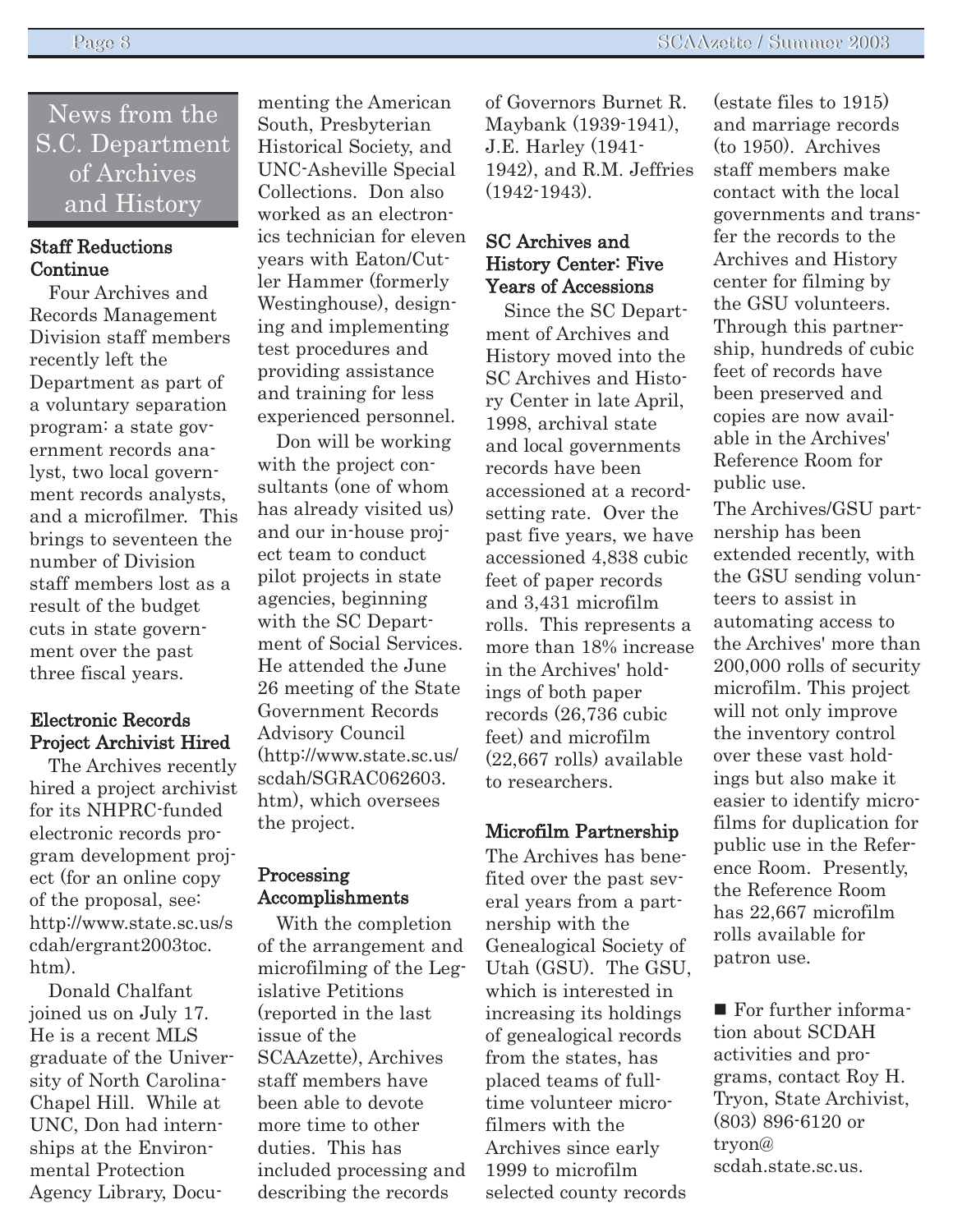# News from the S.C. Department of Archives and History

### Staff Reductions Continue

Four Archives and Records Management Division staff members recently left the Department as part of a voluntary separation program: a state government records analyst, two local government records analysts, and a microfilmer. This brings to seventeen the number of Division staff members lost as a result of the budget cuts in state government over the past three fiscal years.

### Electronic Records Project Archivist Hired

The Archives recently hired a project archivist for its NHPRC-funded electronic records program development project (for an online copy of the proposal, see: http://www.state.sc.us/scdah/ergrant2003toc.htm).

Donald Chalfant joined us on July 17. He is a recent MLS graduate of the University of North Carolina-Chapel Hill. While at UNC, Don had internships at the Environmental Protection Agency Library, Documenting the American South, Presbyterian Historical Society, and UNC-Asheville Special Collections. Don also worked as an electronics technician for eleven years with Eaton/Cutler Hammer (formerly Westinghouse), designing and implementing test procedures and providing assistance and training for less experienced personnel.

Don will be working with the project consultants (one of whom has already visited us) and our in-house project team to conduct pilot projects in state agencies, beginning with the SC Department of Social Services. He attended the June 26 meeting of the State Government Records Advisory Council (http://www.state.sc.us/scdah/SGRAC062603.htm), which oversees the project.

### Processing Accomplishments

With the completion of the arrangement and microfilming of the Legislative Petitions (reported in the last issue of the SCAAzette), Archives staff members have been able to devote more time to other duties. This has included processing and describing the records of Governors Burnet R. Maybank (1939-1941), J.E. Harley (1941-1942), and R.M. Jeffries (1942-1943).

### SC Archives and History Center: Five Years of Accessions

Since the SC Department of Archives and History moved into the SC Archives and History Center in late April, 1998, archival state and local governments records have been accessioned at a record-setting rate. Over the past five years, we have accessioned 4,838 cubic feet of paper records and 3,431 microfilm rolls. This represents a more than 18% increase in the Archives' holdings of both paper records (26,736 cubic feet) and microfilm (22,667 rolls) available to researchers.

### Microfilm Partnership

The Archives has benefited over the past several years from a partnership with the Genealogical Society of Utah (GSU). The GSU, which is interested in increasing its holdings of genealogical records from the states, has placed teams of full-time volunteer microfilmers with the Archives since early 1999 to microfilm selected county records (estate files to 1915) and marriage records (to 1950). Archives staff members make contact with the local governments and transfer the records to the Archives and History center for filming by the GSU volunteers. Through this partnership, hundreds of cubic feet of records have been preserved and copies are now available in the Archives' Reference Room for public use.

The Archives/GSU partnership has been extended recently, with the GSU sending volunteers to assist in automating access to the Archives' more than 200,000 rolls of security microfilm. This project will not only improve the inventory control over these vast holdings but also make it easier to identify microfilms for duplication for public use in the Reference Room. Presently, the Reference Room has 22,667 microfilm rolls available for patron use.

■ For further information about SCDAH activities and programs, contact Roy H. Tryon, State Archivist, (803) 896-6120 or tryon@scdah.state.sc.us.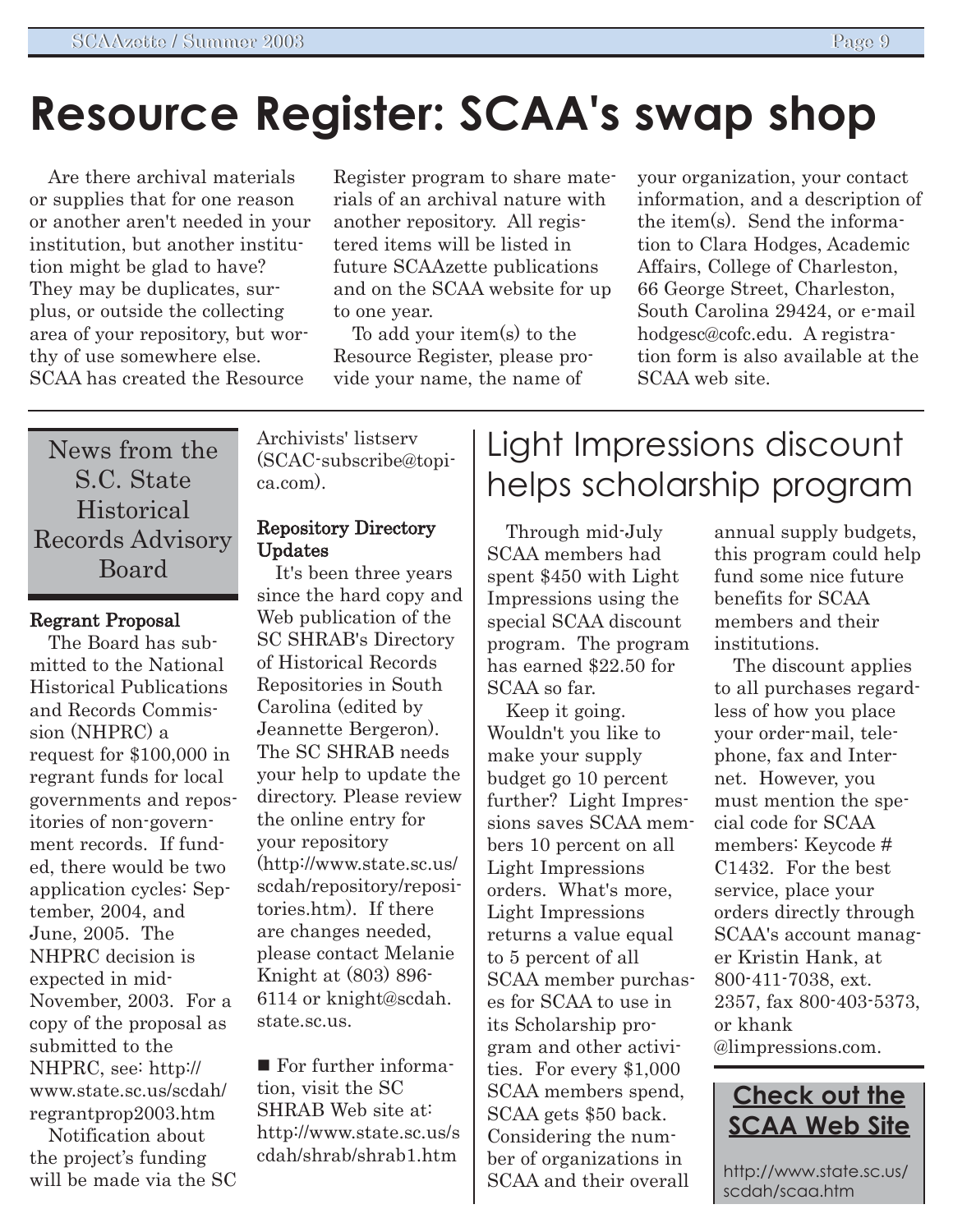# Resource Register: SCAA's swap shop

Are there archival materials or supplies that for one reason or another aren't needed in your institution, but another institution might be glad to have? They may be duplicates, surplus, or outside the collecting area of your repository, but worthy of use somewhere else. SCAA has created the Resource Register program to share materials of an archival nature with another repository. All registered items will be listed in future SCAAzette publications and on the SCAA website for up to one year.

To add your item(s) to the Resource Register, please provide your name, the name of your organization, your contact information, and a description of the item(s). Send the information to Clara Hodges, Academic Affairs, College of Charleston, 66 George Street, Charleston, South Carolina 29424, or e-mail hodgesc@cofc.edu. A registration form is also available at the SCAA web site.

## News from the S.C. State Historical Records Advisory Board

**Regrant Proposal**

The Board has submitted to the National Historical Publications and Records Commission (NHPRC) a request for $100,000 in regrant funds for local governments and repositories of non-government records. If funded, there would be two application cycles: September, 2004, and June, 2005. The NHPRC decision is expected in mid-November, 2003. For a copy of the proposal as submitted to the NHPRC, see: http://www.state.sc.us/scdah/regrantprop2003.htm

Notification about the project's funding will be made via the SC Archivists' listserv (SCAC-subscribe@topica.com).

**Repository Directory Updates**

It's been three years since the hard copy and Web publication of the SC SHRAB's Directory of Historical Records Repositories in South Carolina (edited by Jeannette Bergeron). The SC SHRAB needs your help to update the directory. Please review the online entry for your repository (http://www.state.sc.us/scdah/repository/repositories.htm). If there are changes needed, please contact Melanie Knight at (803) 896-6114 or knight@scdah.state.sc.us.

■ For further information, visit the SC SHRAB Web site at: http://www.state.sc.us/scdah/shrab/shrab1.htm

## Light Impressions discount helps scholarship program

Through mid-July SCAA members had spent $450 with Light Impressions using the special SCAA discount program. The program has earned $22.50 for SCAA so far.

Keep it going. Wouldn't you like to make your supply budget go 10 percent further? Light Impressions saves SCAA members 10 percent on all Light Impressions orders. What's more, Light Impressions returns a value equal to 5 percent of all SCAA member purchases for SCAA to use in its Scholarship program and other activities. For every $1,000 SCAA members spend, SCAA gets $50 back. Considering the number of organizations in SCAA and their overall annual supply budgets, this program could help fund some nice future benefits for SCAA members and their institutions.

The discount applies to all purchases regardless of how you place your order-mail, telephone, fax and Internet. However, you must mention the special code for SCAA members: Keycode # C1432. For the best service, place your orders directly through SCAA's account manager Kristin Hank, at 800-411-7038, ext. 2357, fax 800-403-5373, or khank@limpressions.com.

**Check out the SCAA Web Site**

http://www.state.sc.us/scdah/scaa.htm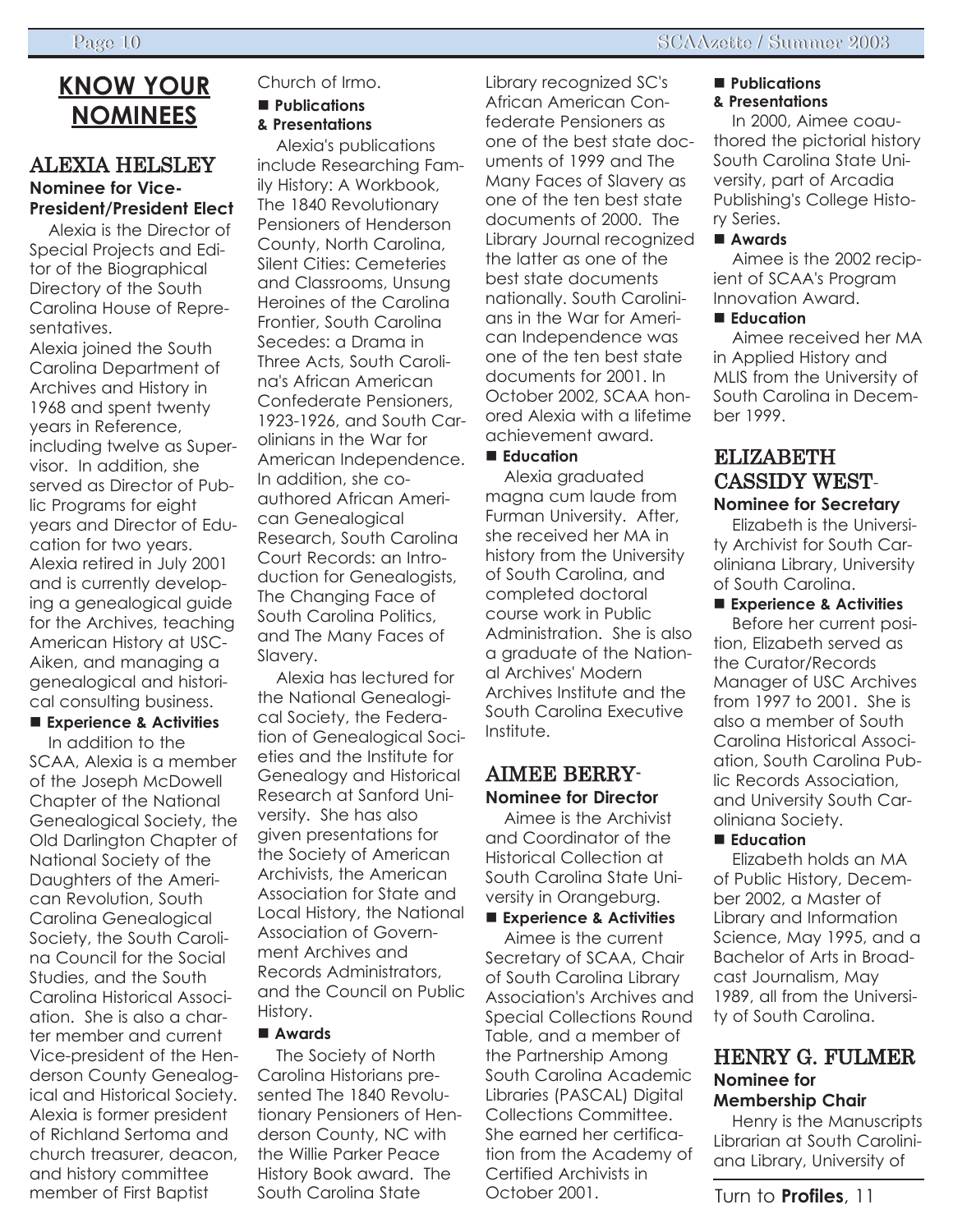# KNOW YOUR NOMINEES

## ALEXIA HELSLEY

**Nominee for Vice-President/President Elect**

Alexia is the Director of Special Projects and Editor of the Biographical Directory of the South Carolina House of Representatives.

Alexia joined the South Carolina Department of Archives and History in 1968 and spent twenty years in Reference, including twelve as Supervisor. In addition, she served as Director of Public Programs for eight years and Director of Education for two years. Alexia retired in July 2001 and is currently developing a genealogical guide for the Archives, teaching American History at USC-Aiken, and managing a genealogical and historical consulting business.

**■ Experience & Activities**

In addition to the SCAA, Alexia is a member of the Joseph McDowell Chapter of the National Genealogical Society, the Old Darlington Chapter of National Society of the Daughters of the American Revolution, South Carolina Genealogical Society, the South Carolina Council for the Social Studies, and the South Carolina Historical Association. She is also a charter member and current Vice-president of the Henderson County Genealogical and Historical Society. Alexia is former president of Richland Sertoma and church treasurer, deacon, and history committee member of First Baptist Church of Irmo.

**■ Publications & Presentations**

Alexia's publications include Researching Family History: A Workbook, The 1840 Revolutionary Pensioners of Henderson County, North Carolina, Silent Cities: Cemeteries and Classrooms, Unsung Heroines of the Carolina Frontier, South Carolina Secedes: a Drama in Three Acts, South Carolina's African American Confederate Pensioners, 1923-1926, and South Carolinians in the War for American Independence. In addition, she co-authored African American Genealogical Research, South Carolina Court Records: an Introduction for Genealogists, The Changing Face of South Carolina Politics, and The Many Faces of Slavery.

Alexia has lectured for the National Genealogical Society, the Federation of Genealogical Societies and the Institute for Genealogy and Historical Research at Sanford University. She has also given presentations for the Society of American Archivists, the American Association for State and Local History, the National Association of Government Archives and Records Administrators, and the Council on Public History.

**■ Awards**

The Society of North Carolina Historians presented The 1840 Revolutionary Pensioners of Henderson County, NC with the Willie Parker Peace History Book award. The South Carolina State Library recognized SC's African American Confederate Pensioners as one of the best state documents of 1999 and The Many Faces of Slavery as one of the ten best state documents of 2000. The Library Journal recognized the latter as one of the best state documents nationally. South Carolinians in the War for American Independence was one of the ten best state documents for 2001. In October 2002, SCAA honored Alexia with a lifetime achievement award.

**■ Education**

Alexia graduated magna cum laude from Furman University. After, she received her MA in history from the University of South Carolina, and completed doctoral course work in Public Administration. She is also a graduate of the National Archives' Modern Archives Institute and the South Carolina Executive Institute.

## AIMEE BERRY-

**Nominee for Director**

Aimee is the Archivist and Coordinator of the Historical Collection at South Carolina State University in Orangeburg.

**■ Experience & Activities**

Aimee is the current Secretary of SCAA, Chair of South Carolina Library Association's Archives and Special Collections Round Table, and a member of the Partnership Among South Carolina Academic Libraries (PASCAL) Digital Collections Committee. She earned her certification from the Academy of Certified Archivists in October 2001.

**■ Publications & Presentations**

In 2000, Aimee coauthored the pictorial history South Carolina State University, part of Arcadia Publishing's College History Series.

**■ Awards**

Aimee is the 2002 recipient of SCAA's Program Innovation Award.

**■ Education**

Aimee received her MA in Applied History and MLIS from the University of South Carolina in December 1999.

## ELIZABETH CASSIDY WEST-

**Nominee for Secretary**

Elizabeth is the University Archivist for South Caroliniana Library, University of South Carolina.

**■ Experience & Activities**

Before her current position, Elizabeth served as the Curator/Records Manager of USC Archives from 1997 to 2001. She is also a member of South Carolina Historical Association, South Carolina Public Records Association, and University South Caroliniana Society.

**■ Education**

Elizabeth holds an MA of Public History, December 2002, a Master of Library and Information Science, May 1995, and a Bachelor of Arts in Broadcast Journalism, May 1989, all from the University of South Carolina.

## HENRY G. FULMER

**Nominee for Membership Chair**

Henry is the Manuscripts Librarian at South Caroliniana Library, University of

Turn to **Profiles**, 11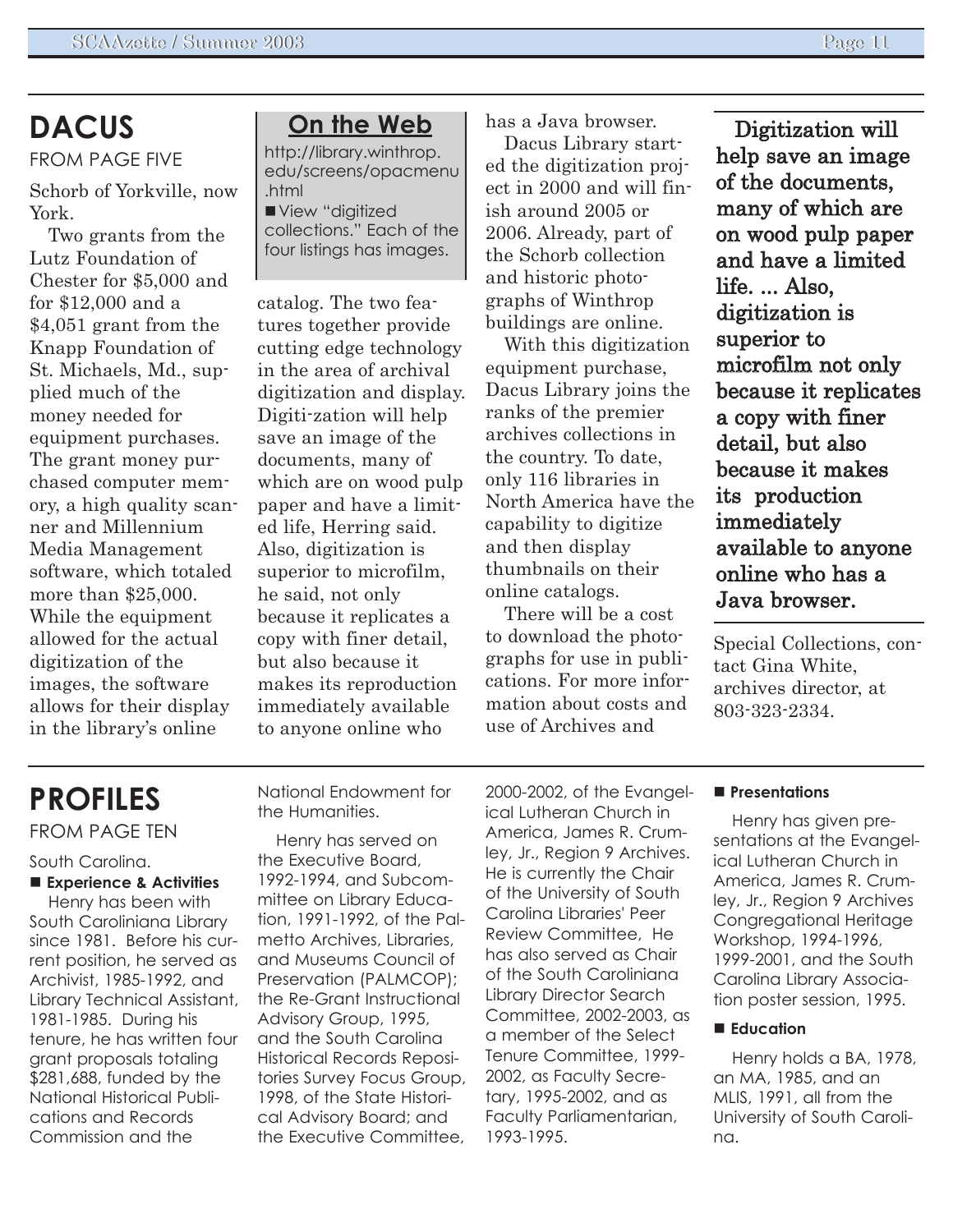## DACUS

FROM PAGE FIVE

Schorb of Yorkville, now York.

Two grants from the Lutz Foundation of Chester for $5,000 and for $12,000 and a $4,051 grant from the Knapp Foundation of St. Michaels, Md., supplied much of the money needed for equipment purchases. The grant money purchased computer memory, a high quality scanner and Millennium Media Management software, which totaled more than $25,000. While the equipment allowed for the actual digitization of the images, the software allows for their display in the library's online catalog. The two features together provide cutting edge technology in the area of archival digitization and display. Digiti-zation will help save an image of the documents, many of which are on wood pulp paper and have a limited life, Herring said. Also, digitization is superior to microfilm, he said, not only because it replicates a copy with finer detail, but also because it makes its reproduction immediately available to anyone online who has a Java browser.

Dacus Library started the digitization project in 2000 and will finish around 2005 or 2006. Already, part of the Schorb collection and historic photographs of Winthrop buildings are online.

With this digitization equipment purchase, Dacus Library joins the ranks of the premier archives collections in the country. To date, only 116 libraries in North America have the capability to digitize and then display thumbnails on their online catalogs.

There will be a cost to download the photographs for use in publications. For more information about costs and use of Archives and Special Collections, contact Gina White, archives director, at 803-323-2334.

### On the Web

http://library.winthrop.edu/screens/opacmenu.html

- View "digitized collections." Each of the four listings has images.

**Digitization will help save an image of the documents, many of which are on wood pulp paper and have a limited life. ... Also, digitization is superior to microfilm not only because it replicates a copy with finer detail, but also because it makes its production immediately available to anyone online who has a Java browser.**

## PROFILES

FROM PAGE TEN

South Carolina.

**Experience & Activities**

Henry has been with South Caroliniana Library since 1981. Before his current position, he served as Archivist, 1985-1992, and Library Technical Assistant, 1981-1985. During his tenure, he has written four grant proposals totaling $281,688, funded by the National Historical Publications and Records Commission and the National Endowment for the Humanities.

Henry has served on the Executive Board, 1992-1994, and Subcommittee on Library Education, 1991-1992, of the Palmetto Archives, Libraries, and Museums Council of Preservation (PALMCOP); the Re-Grant Instructional Advisory Group, 1995, and the South Carolina Historical Records Repositories Survey Focus Group, 1998, of the State Historical Advisory Board; and the Executive Committee, 2000-2002, of the Evangelical Lutheran Church in America, James R. Crumley, Jr., Region 9 Archives. He is currently the Chair of the University of South Carolina Libraries' Peer Review Committee. He has also served as Chair of the South Caroliniana Library Director Search Committee, 2002-2003, as a member of the Select Tenure Committee, 1999-2002, as Faculty Secretary, 1995-2002, and as Faculty Parliamentarian, 1993-1995.

**Presentations**

Henry has given presentations at the Evangelical Lutheran Church in America, James R. Crumley, Jr., Region 9 Archives Congregational Heritage Workshop, 1994-1996, 1999-2001, and the South Carolina Library Association poster session, 1995.

**Education**

Henry holds a BA, 1978, an MA, 1985, and an MLIS, 1991, all from the University of South Carolina.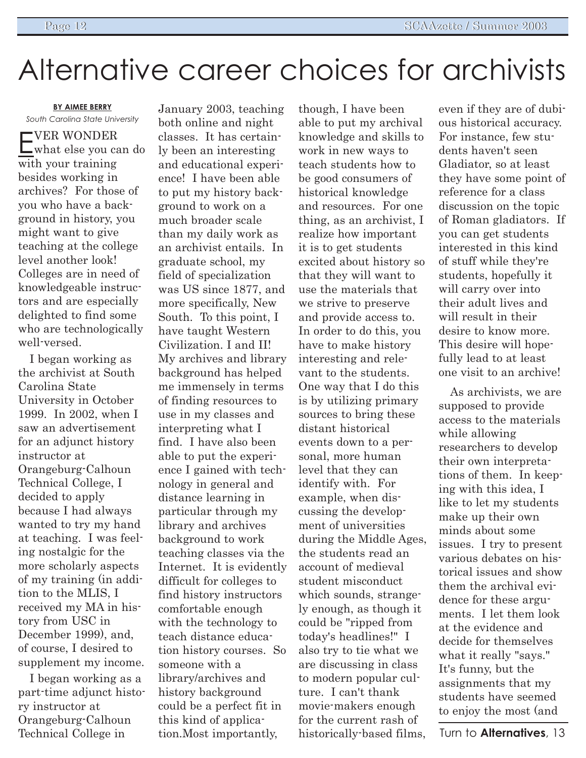# Alternative career choices for archivists

**BY AIMEE BERRY**
*South Carolina State University*

EVER WONDER what else you can do with your training besides working in archives? For those of you who have a background in history, you might want to give teaching at the college level another look! Colleges are in need of knowledgeable instructors and are especially delighted to find some who are technologically well-versed.

I began working as the archivist at South Carolina State University in October 1999. In 2002, when I saw an advertisement for an adjunct history instructor at Orangeburg-Calhoun Technical College, I decided to apply because I had always wanted to try my hand at teaching. I was feeling nostalgic for the more scholarly aspects of my training (in addition to the MLIS, I received my MA in history from USC in December 1999), and, of course, I desired to supplement my income.

I began working as a part-time adjunct history instructor at Orangeburg-Calhoun Technical College in January 2003, teaching both online and night classes. It has certainly been an interesting and educational experience! I have been able to put my history background to work on a much broader scale than my daily work as an archivist entails. In graduate school, my field of specialization was US since 1877, and more specifically, New South. To this point, I have taught Western Civilization. I and II! My archives and library background has helped me immensely in terms of finding resources to use in my classes and interpreting what I find. I have also been able to put the experience I gained with technology in general and distance learning in particular through my library and archives background to work teaching classes via the Internet. It is evidently difficult for colleges to find history instructors comfortable enough with the technology to teach distance education history courses. So someone with a library/archives and history background could be a perfect fit in this kind of application.Most importantly, though, I have been able to put my archival knowledge and skills to work in new ways to teach students how to be good consumers of historical knowledge and resources. For one thing, as an archivist, I realize how important it is to get students excited about history so that they will want to use the materials that we strive to preserve and provide access to. In order to do this, you have to make history interesting and relevant to the students. One way that I do this is by utilizing primary sources to bring these distant historical events down to a personal, more human level that they can identify with. For example, when discussing the development of universities during the Middle Ages, the students read an account of medieval student misconduct which sounds, strangely enough, as though it could be "ripped from today's headlines!" I also try to tie what we are discussing in class to modern popular culture. I can't thank movie-makers enough for the current rash of historically-based films, even if they are of dubious historical accuracy. For instance, few students haven't seen Gladiator, so at least they have some point of reference for a class discussion on the topic of Roman gladiators. If you can get students interested in this kind of stuff while they're students, hopefully it will carry over into their adult lives and will result in their desire to know more. This desire will hopefully lead to at least one visit to an archive!

As archivists, we are supposed to provide access to the materials while allowing researchers to develop their own interpretations of them. In keeping with this idea, I like to let my students make up their own minds about some issues. I try to present various debates on historical issues and show them the archival evidence for these arguments. I let them look at the evidence and decide for themselves what it really "says." It's funny, but the assignments that my students have seemed to enjoy the most (and

Turn to **Alternatives**, 13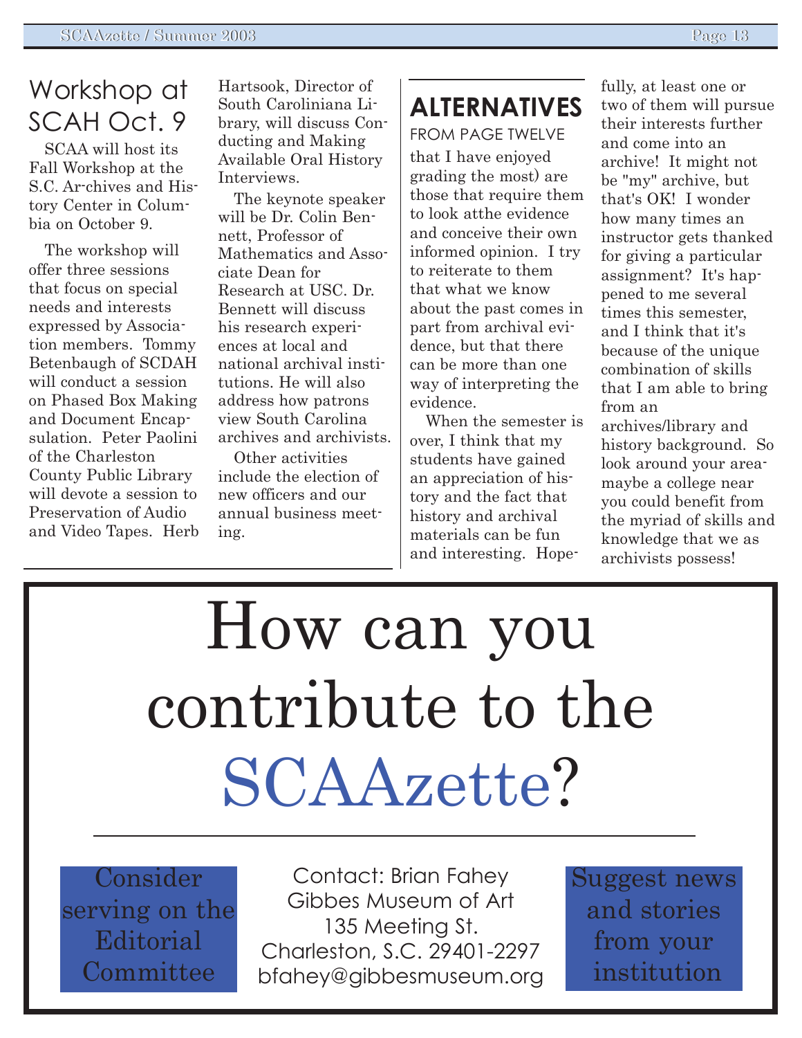## Workshop at SCAH Oct. 9

SCAA will host its Fall Workshop at the S.C. Archives and History Center in Columbia on October 9.

The workshop will offer three sessions that focus on special needs and interests expressed by Association members. Tommy Betenbaugh of SCDAH will conduct a session on Phased Box Making and Document Encapsulation. Peter Paolini of the Charleston County Public Library will devote a session to Preservation of Audio and Video Tapes. Herb Hartsook, Director of South Caroliniana Library, will discuss Conducting and Making Available Oral History Interviews.

The keynote speaker will be Dr. Colin Bennett, Professor of Mathematics and Associate Dean for Research at USC. Dr. Bennett will discuss his research experiences at local and national archival institutions. He will also address how patrons view South Carolina archives and archivists.

Other activities include the election of new officers and our annual business meeting.

## ALTERNATIVES

FROM PAGE TWELVE

that I have enjoyed grading the most) are those that require them to look atthe evidence and conceive their own informed opinion. I try to reiterate to them that what we know about the past comes in part from archival evidence, but that there can be more than one way of interpreting the evidence.

When the semester is over, I think that my students have gained an appreciation of history and the fact that history and archival materials can be fun and interesting. Hopefully, at least one or two of them will pursue their interests further and come into an archive! It might not be "my" archive, but that's OK! I wonder how many times an instructor gets thanked for giving a particular assignment? It's happened to me several times this semester, and I think that it's because of the unique combination of skills that I am able to bring from an archives/library and history background. So look around your area-maybe a college near you could benefit from the myriad of skills and knowledge that we as archivists possess!

# How can you contribute to the SCAAzette?

Consider serving on the Editorial Committee

Contact: Brian Fahey
Gibbes Museum of Art
135 Meeting St.
Charleston, S.C. 29401-2297
bfahey@gibbesmuseum.org

Suggest news and stories from your institution